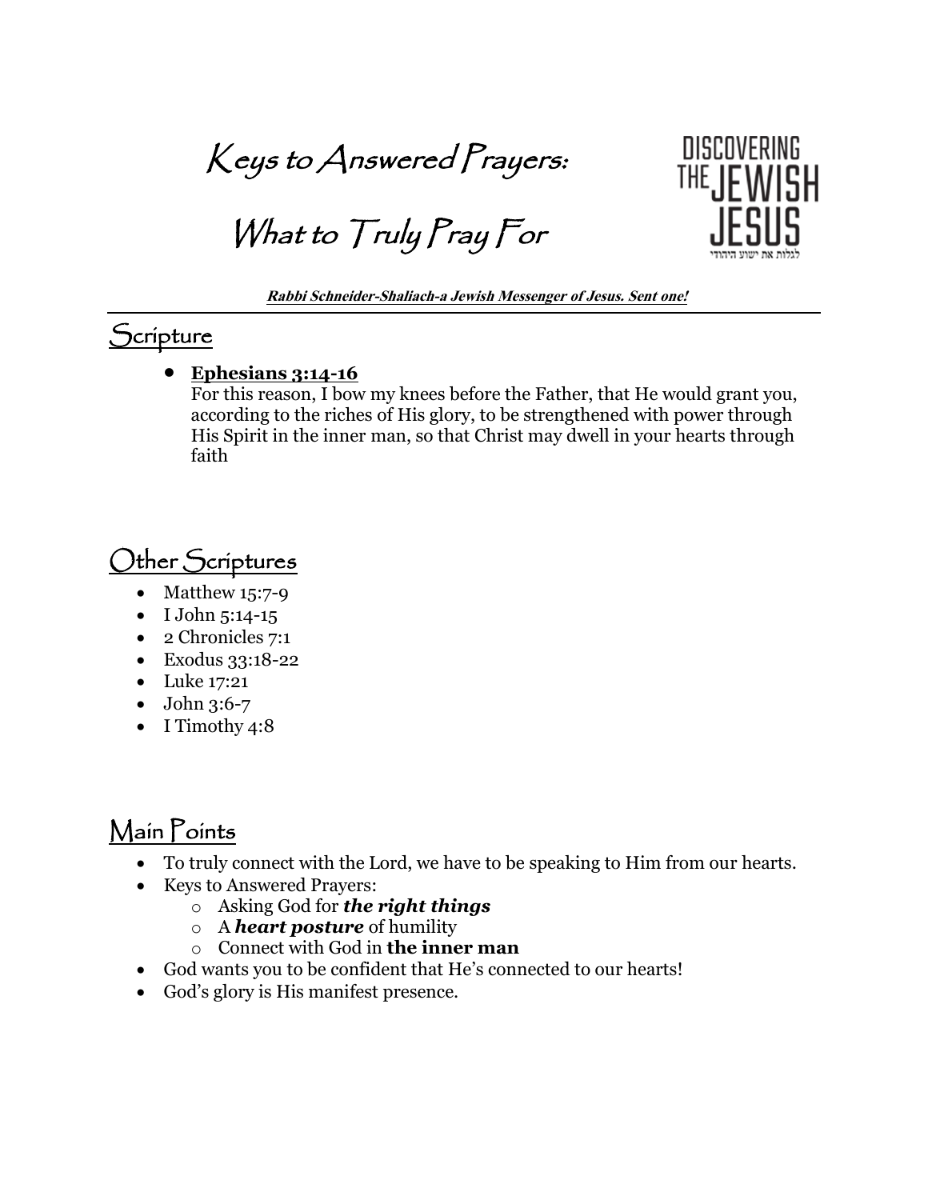# Keys to Answered Prayers:

# What to Truly Pray For

DISCOVERING THE JEWISH JESUS

לגלות את ישוע היהודי

***Rabbi Schneider-Shaliach-a Jewish Messenger of Jesus. Sent one!***

## Scripture

- **Ephesians 3:14-16**
  For this reason, I bow my knees before the Father, that He would grant you, according to the riches of His glory, to be strengthened with power through His Spirit in the inner man, so that Christ may dwell in your hearts through faith

## Other Scriptures

- Matthew 15:7-9
- I John 5:14-15
- 2 Chronicles 7:1
- Exodus 33:18-22
- Luke 17:21
- John 3:6-7
- I Timothy 4:8

## Main Points

- To truly connect with the Lord, we have to be speaking to Him from our hearts.
- Keys to Answered Prayers:
  - Asking God for ***the right things***
  - A ***heart posture*** of humility
  - Connect with God in **the inner man**
- God wants you to be confident that He's connected to our hearts!
- God's glory is His manifest presence.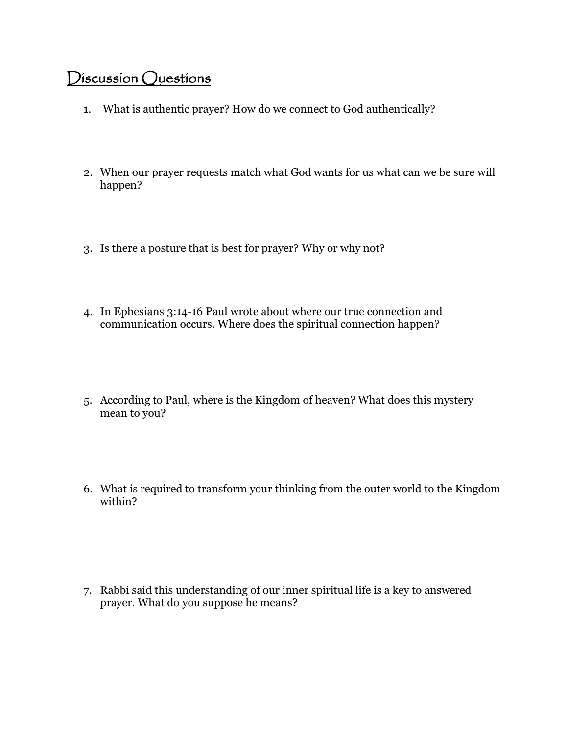## Discussion Questions

1. What is authentic prayer? How do we connect to God authentically?

2. When our prayer requests match what God wants for us what can we be sure will happen?

3. Is there a posture that is best for prayer? Why or why not?

4. In Ephesians 3:14-16 Paul wrote about where our true connection and communication occurs. Where does the spiritual connection happen?

5. According to Paul, where is the Kingdom of heaven? What does this mystery mean to you?

6. What is required to transform your thinking from the outer world to the Kingdom within?

7. Rabbi said this understanding of our inner spiritual life is a key to answered prayer. What do you suppose he means?